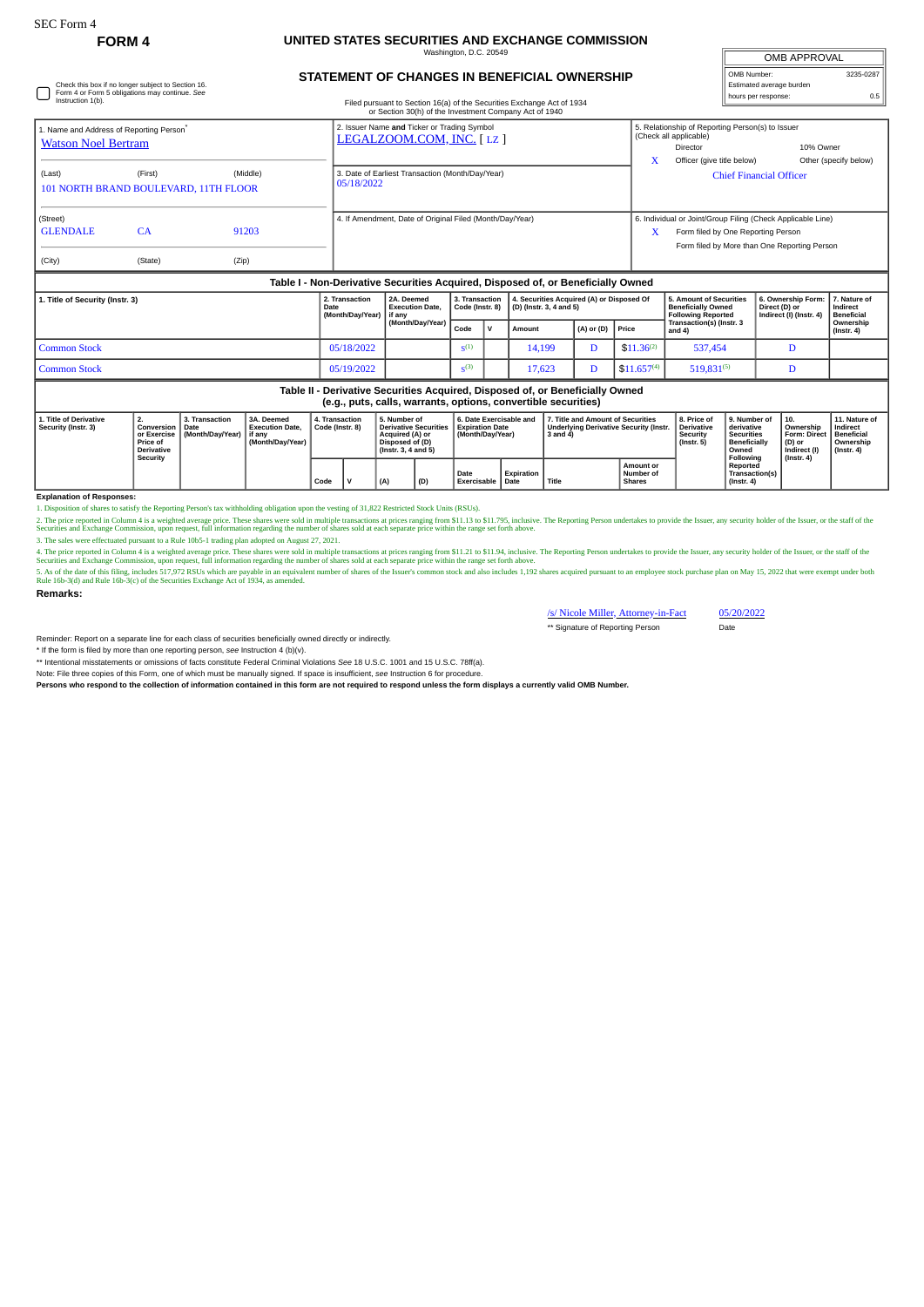SEC Form 4

**FORM 4**

# UNITED STATES SECURITIES AND EXCHANGE COMMISSION

Washington, D.C. 20549

## STATEMENT OF CHANGES IN BENEFICIAL OWNERSHIP

Filed pursuant to Section 16(a) of the Securities Exchange Act of 1934 or Section 30(h) of the Investment Company Act of 1940

| OMB APPROVAL | |
|---|---|
| OMB Number: | 3235-0287 |
| Estimated average burden | |
| hours per response: | 0.5 |

☐ Check this box if no longer subject to Section 16. Form 4 or Form 5 obligations may continue. *See* Instruction 1(b).

**1. Name and Address of Reporting Person***

Watson Noel Bertram

(Last) (First) (Middle)

101 NORTH BRAND BOULEVARD, 11TH FLOOR

(Street)

GLENDALE CA 91203

(City) (State) (Zip)

**2. Issuer Name and Ticker or Trading Symbol**

LEGALZOOM.COM, INC. [ LZ ]

**3. Date of Earliest Transaction (Month/Day/Year)**

05/18/2022

**4. If Amendment, Date of Original Filed (Month/Day/Year)**

**5. Relationship of Reporting Person(s) to Issuer (Check all applicable)**

- Director
- 10% Owner
- X Officer (give title below)
- Other (specify below)

Chief Financial Officer

**6. Individual or Joint/Group Filing (Check Applicable Line)**

- X Form filed by One Reporting Person
- Form filed by More than One Reporting Person

### Table I - Non-Derivative Securities Acquired, Disposed of, or Beneficially Owned

| 1. Title of Security (Instr. 3) | 2. Transaction Date (Month/Day/Year) | 2A. Deemed Execution Date, if any (Month/Day/Year) | 3. Transaction Code (Instr. 8) | | 4. Securities Acquired (A) or Disposed Of (D) (Instr. 3, 4 and 5) | | | 5. Amount of Securities Beneficially Owned Following Reported Transaction(s) (Instr. 3 and 4) | 6. Ownership Form: Direct (D) or Indirect (I) (Instr. 4) | 7. Nature of Indirect Beneficial Ownership (Instr. 4) |
|---|---|---|---|---|---|---|---|---|---|---|
| | | | Code | V | Amount | (A) or (D) | Price | | | |
| Common Stock | 05/18/2022 | | S[1] | | 14,199 | D | $11.36[2] | 537,454 | D | |
| Common Stock | 05/19/2022 | | S[3] | | 17,623 | D | $11.657[4] | 519,831[5] | D | |

### Table II - Derivative Securities Acquired, Disposed of, or Beneficially Owned (e.g., puts, calls, warrants, options, convertible securities)

| 1. Title of Derivative Security (Instr. 3) | 2. Conversion or Exercise Price of Derivative Security | 3. Transaction Date (Month/Day/Year) | 3A. Deemed Execution Date, if any (Month/Day/Year) | 4. Transaction Code (Instr. 8) | | 5. Number of Derivative Securities Acquired (A) or Disposed of (D) (Instr. 3, 4 and 5) | | 6. Date Exercisable and Expiration Date (Month/Day/Year) | | 7. Title and Amount of Securities Underlying Derivative Security (Instr. 3 and 4) | | 8. Price of Derivative Security (Instr. 5) | 9. Number of derivative Securities Beneficially Owned Following Reported Transaction(s) (Instr. 4) | 10. Ownership Form: Direct (D) or Indirect (I) (Instr. 4) | 11. Nature of Indirect Beneficial Ownership (Instr. 4) |
|---|---|---|---|---|---|---|---|---|---|---|---|---|---|---|---|
| | | | | Code | V | (A) | (D) | Date Exercisable | Expiration Date | Title | Amount or Number of Shares | | | | |

**Explanation of Responses:**

1. Disposition of shares to satisfy the Reporting Person's tax withholding obligation upon the vesting of 31,822 Restricted Stock Units (RSUs).

2. The price reported in Column 4 is a weighted average price. These shares were sold in multiple transactions at prices ranging from $11.13 to $11.795, inclusive. The Reporting Person undertakes to provide the Issuer, any security holder of the Issuer, or the staff of the Securities and Exchange Commission, upon request, full information regarding the number of shares sold at each separate price within the range set forth above.

3. The sales were effectuated pursuant to a Rule 10b5-1 trading plan adopted on August 27, 2021.

4. The price reported in Column 4 is a weighted average price. These shares were sold in multiple transactions at prices ranging from $11.21 to $11.94, inclusive. The Reporting Person undertakes to provide the Issuer, any security holder of the Issuer, or the staff of the Securities and Exchange Commission, upon request, full information regarding the number of shares sold at each separate price within the range set forth above.

5. As of the date of this filing, includes 517,972 RSUs which are payable in an equivalent number of shares of the Issuer's common stock and also includes 1,192 shares acquired pursuant to an employee stock purchase plan on May 15, 2022 that were exempt under both Rule 16b-3(d) and Rule 16b-3(c) of the Securities Exchange Act of 1934, as amended.

**Remarks:**

/s/ Nicole Miller, Attorney-in-Fact — 05/20/2022

** Signature of Reporting Person — Date

Reminder: Report on a separate line for each class of securities beneficially owned directly or indirectly.

* If the form is filed by more than one reporting person, *see* Instruction 4 (b)(v).

** Intentional misstatements or omissions of facts constitute Federal Criminal Violations *See* 18 U.S.C. 1001 and 15 U.S.C. 78ff(a).

Note: File three copies of this Form, one of which must be manually signed. If space is insufficient, *see* Instruction 6 for procedure.

**Persons who respond to the collection of information contained in this form are not required to respond unless the form displays a currently valid OMB Number.**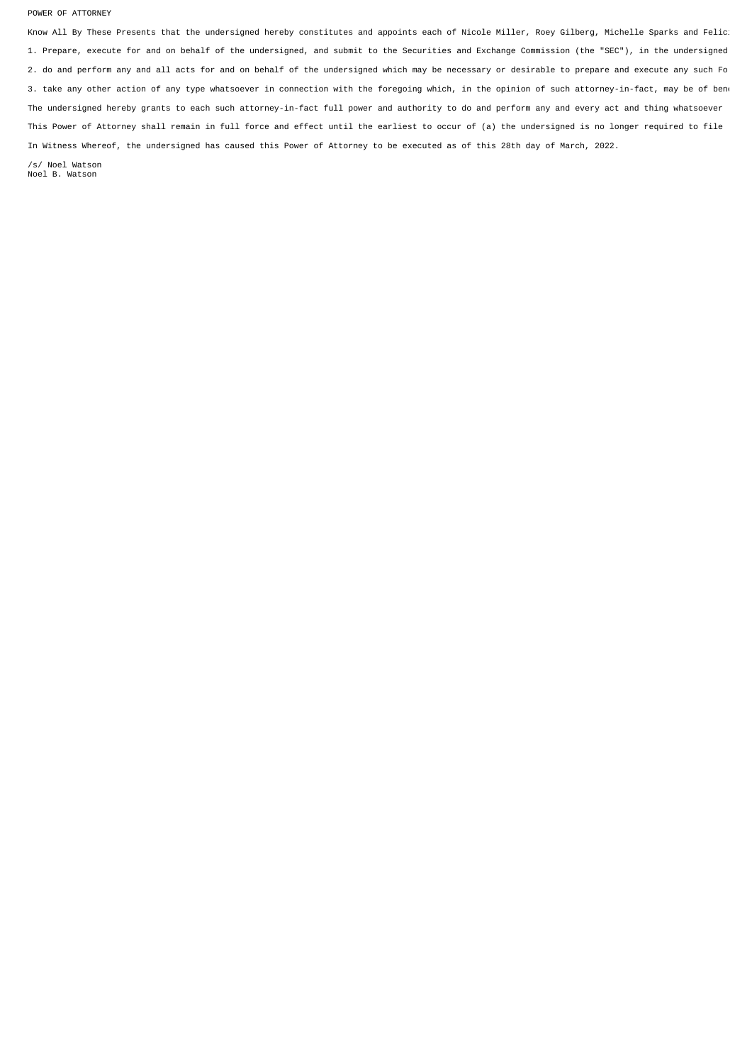POWER OF ATTORNEY

Know All By These Presents that the undersigned hereby constitutes and appoints each of Nicole Miller, Roey Gilberg, Michelle Sparks and Felic

1. Prepare, execute for and on behalf of the undersigned, and submit to the Securities and Exchange Commission (the "SEC"), in the undersigned

2. do and perform any and all acts for and on behalf of the undersigned which may be necessary or desirable to prepare and execute any such Fo

3. take any other action of any type whatsoever in connection with the foregoing which, in the opinion of such attorney-in-fact, may be of ben

The undersigned hereby grants to each such attorney-in-fact full power and authority to do and perform any and every act and thing whatsoever

This Power of Attorney shall remain in full force and effect until the earliest to occur of (a) the undersigned is no longer required to file

In Witness Whereof, the undersigned has caused this Power of Attorney to be executed as of this 28th day of March, 2022.

/s/ Noel Watson
Noel B. Watson